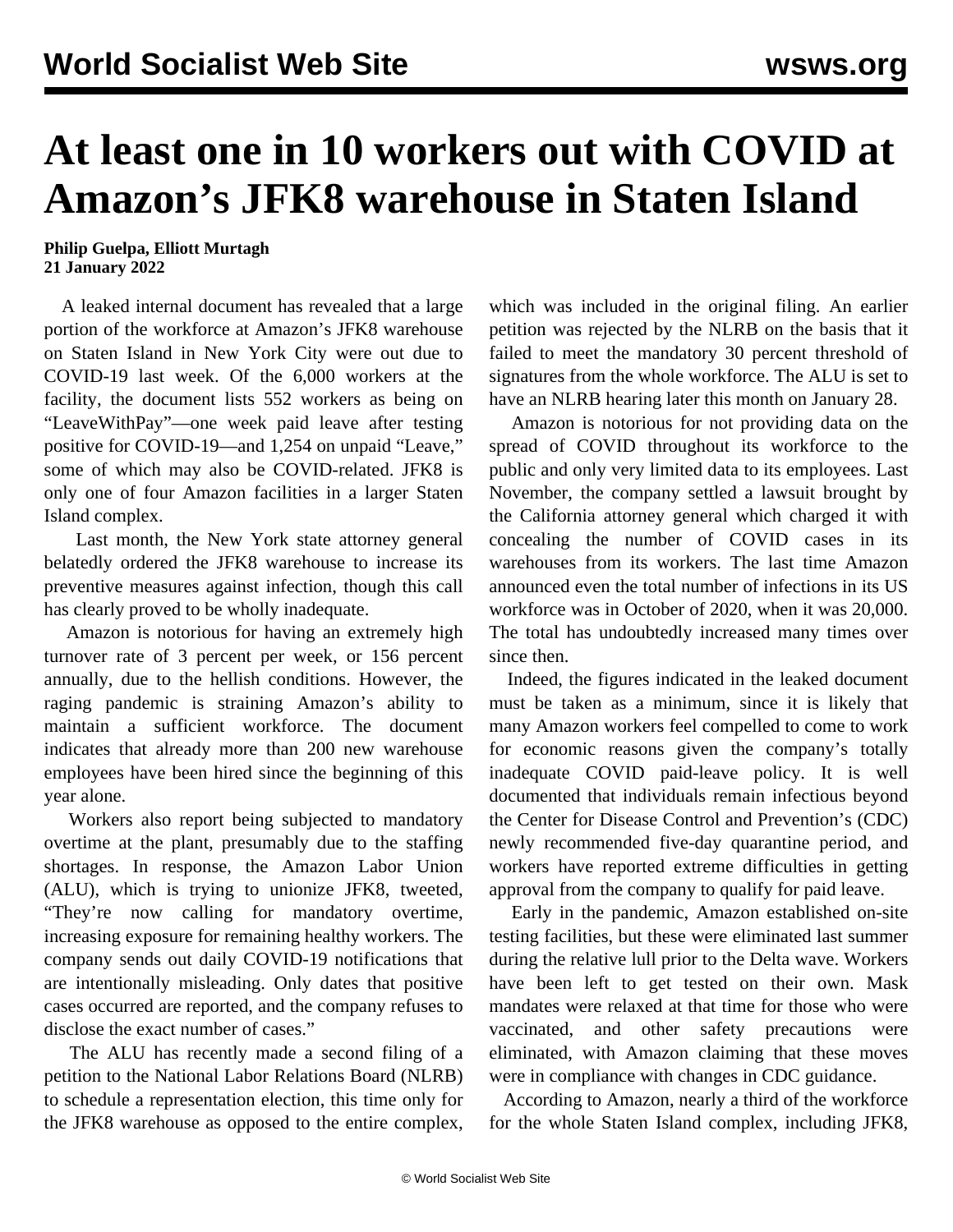# At least one in 10 workers out with COVID at Amazon's JFK8 warehouse in Staten Island

**Philip Guelpa, Elliott Murtagh**
**21 January 2022**

A leaked internal document has revealed that a large portion of the workforce at Amazon's JFK8 warehouse on Staten Island in New York City were out due to COVID-19 last week. Of the 6,000 workers at the facility, the document lists 552 workers as being on "LeaveWithPay"—one week paid leave after testing positive for COVID-19—and 1,254 on unpaid "Leave," some of which may also be COVID-related. JFK8 is only one of four Amazon facilities in a larger Staten Island complex.

Last month, the New York state attorney general belatedly ordered the JFK8 warehouse to increase its preventive measures against infection, though this call has clearly proved to be wholly inadequate.

Amazon is notorious for having an extremely high turnover rate of 3 percent per week, or 156 percent annually, due to the hellish conditions. However, the raging pandemic is straining Amazon's ability to maintain a sufficient workforce. The document indicates that already more than 200 new warehouse employees have been hired since the beginning of this year alone.

Workers also report being subjected to mandatory overtime at the plant, presumably due to the staffing shortages. In response, the Amazon Labor Union (ALU), which is trying to unionize JFK8, tweeted, "They're now calling for mandatory overtime, increasing exposure for remaining healthy workers. The company sends out daily COVID-19 notifications that are intentionally misleading. Only dates that positive cases occurred are reported, and the company refuses to disclose the exact number of cases."

The ALU has recently made a second filing of a petition to the National Labor Relations Board (NLRB) to schedule a representation election, this time only for the JFK8 warehouse as opposed to the entire complex, which was included in the original filing. An earlier petition was rejected by the NLRB on the basis that it failed to meet the mandatory 30 percent threshold of signatures from the whole workforce. The ALU is set to have an NLRB hearing later this month on January 28.

Amazon is notorious for not providing data on the spread of COVID throughout its workforce to the public and only very limited data to its employees. Last November, the company settled a lawsuit brought by the California attorney general which charged it with concealing the number of COVID cases in its warehouses from its workers. The last time Amazon announced even the total number of infections in its US workforce was in October of 2020, when it was 20,000. The total has undoubtedly increased many times over since then.

Indeed, the figures indicated in the leaked document must be taken as a minimum, since it is likely that many Amazon workers feel compelled to come to work for economic reasons given the company's totally inadequate COVID paid-leave policy. It is well documented that individuals remain infectious beyond the Center for Disease Control and Prevention's (CDC) newly recommended five-day quarantine period, and workers have reported extreme difficulties in getting approval from the company to qualify for paid leave.

Early in the pandemic, Amazon established on-site testing facilities, but these were eliminated last summer during the relative lull prior to the Delta wave. Workers have been left to get tested on their own. Mask mandates were relaxed at that time for those who were vaccinated, and other safety precautions were eliminated, with Amazon claiming that these moves were in compliance with changes in CDC guidance.

According to Amazon, nearly a third of the workforce for the whole Staten Island complex, including JFK8,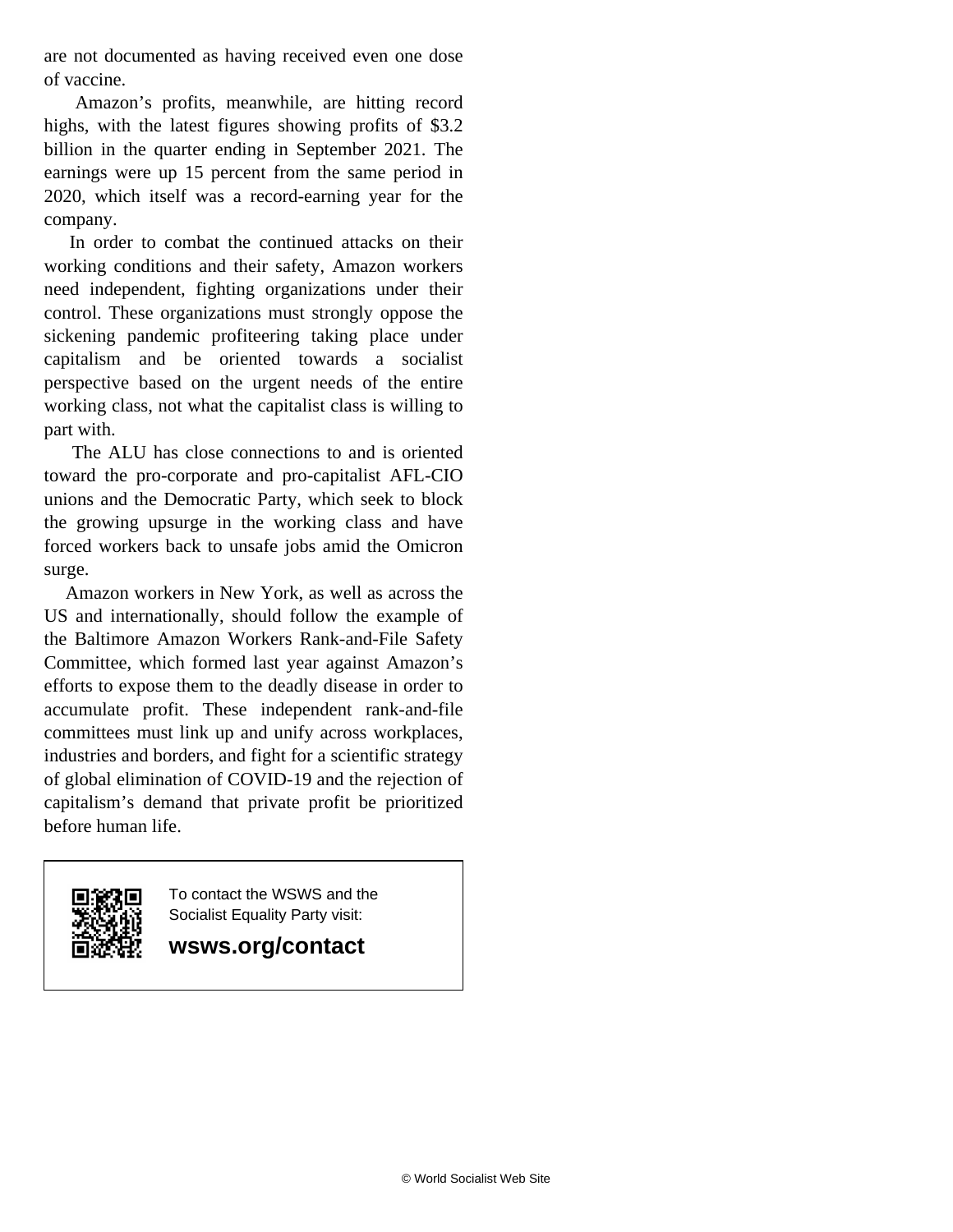are not documented as having received even one dose of vaccine.

Amazon's profits, meanwhile, are hitting record highs, with the latest figures showing profits of $3.2 billion in the quarter ending in September 2021. The earnings were up 15 percent from the same period in 2020, which itself was a record-earning year for the company.

In order to combat the continued attacks on their working conditions and their safety, Amazon workers need independent, fighting organizations under their control. These organizations must strongly oppose the sickening pandemic profiteering taking place under capitalism and be oriented towards a socialist perspective based on the urgent needs of the entire working class, not what the capitalist class is willing to part with.

The ALU has close connections to and is oriented toward the pro-corporate and pro-capitalist AFL-CIO unions and the Democratic Party, which seek to block the growing upsurge in the working class and have forced workers back to unsafe jobs amid the Omicron surge.

Amazon workers in New York, as well as across the US and internationally, should follow the example of the Baltimore Amazon Workers Rank-and-File Safety Committee, which formed last year against Amazon's efforts to expose them to the deadly disease in order to accumulate profit. These independent rank-and-file committees must link up and unify across workplaces, industries and borders, and fight for a scientific strategy of global elimination of COVID-19 and the rejection of capitalism's demand that private profit be prioritized before human life.

To contact the WSWS and the Socialist Equality Party visit:

**wsws.org/contact**